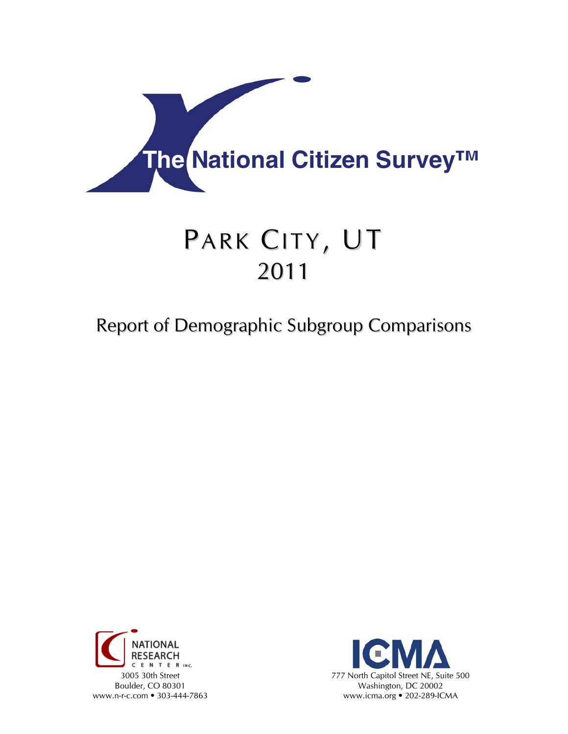# The National Citizen Survey™

# PARK CITY, UT
# 2011

## Report of Demographic Subgroup Comparisons

NATIONAL RESEARCH CENTER INC.
3005 30th Street
Boulder, CO 80301
www.n-r-c.com • 303-444-7863

ICMA
777 North Capitol Street NE, Suite 500
Washington, DC 20002
www.icma.org • 202-289-ICMA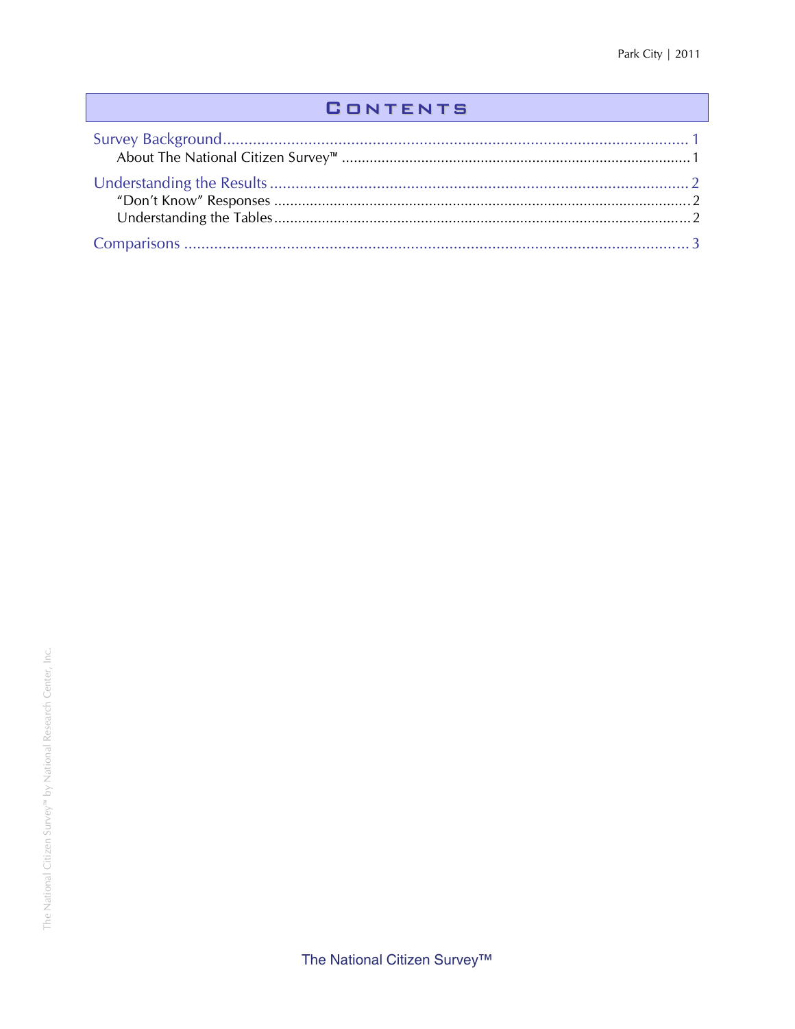# Contents

Survey Background ........................................................................................................ 1

- About The National Citizen Survey™ ........................................................................ 1

Understanding the Results ............................................................................................. 2

- "Don't Know" Responses ........................................................................................... 2
- Understanding the Tables ........................................................................................... 2

Comparisons .................................................................................................................. 3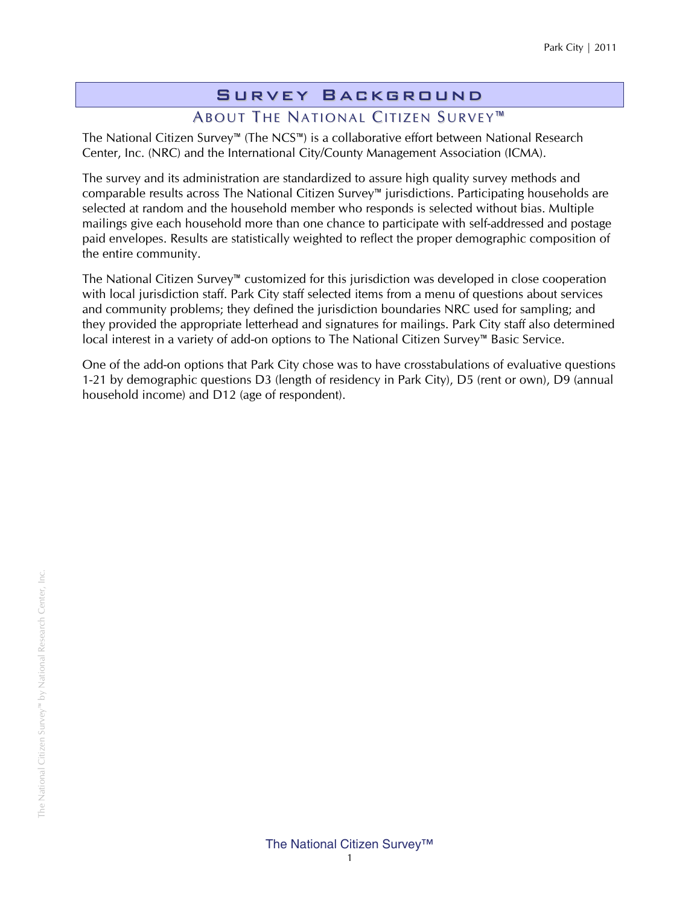# Survey Background

## About The National Citizen Survey™

The National Citizen Survey™ (The NCS™) is a collaborative effort between National Research Center, Inc. (NRC) and the International City/County Management Association (ICMA).

The survey and its administration are standardized to assure high quality survey methods and comparable results across The National Citizen Survey™ jurisdictions. Participating households are selected at random and the household member who responds is selected without bias. Multiple mailings give each household more than one chance to participate with self-addressed and postage paid envelopes. Results are statistically weighted to reflect the proper demographic composition of the entire community.

The National Citizen Survey™ customized for this jurisdiction was developed in close cooperation with local jurisdiction staff. Park City staff selected items from a menu of questions about services and community problems; they defined the jurisdiction boundaries NRC used for sampling; and they provided the appropriate letterhead and signatures for mailings. Park City staff also determined local interest in a variety of add-on options to The National Citizen Survey™ Basic Service.

One of the add-on options that Park City chose was to have crosstabulations of evaluative questions 1-21 by demographic questions D3 (length of residency in Park City), D5 (rent or own), D9 (annual household income) and D12 (age of respondent).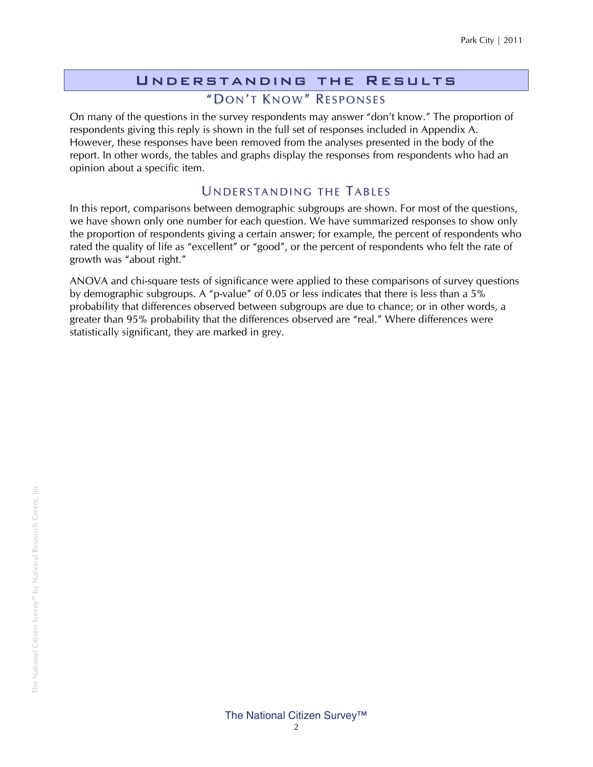# Understanding the Results

## "Don't Know" Responses

On many of the questions in the survey respondents may answer "don't know." The proportion of respondents giving this reply is shown in the full set of responses included in Appendix A. However, these responses have been removed from the analyses presented in the body of the report. In other words, the tables and graphs display the responses from respondents who had an opinion about a specific item.

## Understanding the Tables

In this report, comparisons between demographic subgroups are shown. For most of the questions, we have shown only one number for each question. We have summarized responses to show only the proportion of respondents giving a certain answer; for example, the percent of respondents who rated the quality of life as "excellent" or "good", or the percent of respondents who felt the rate of growth was "about right."

ANOVA and chi-square tests of significance were applied to these comparisons of survey questions by demographic subgroups. A "p-value" of 0.05 or less indicates that there is less than a 5% probability that differences observed between subgroups are due to chance; or in other words, a greater than 95% probability that the differences observed are "real." Where differences were statistically significant, they are marked in grey.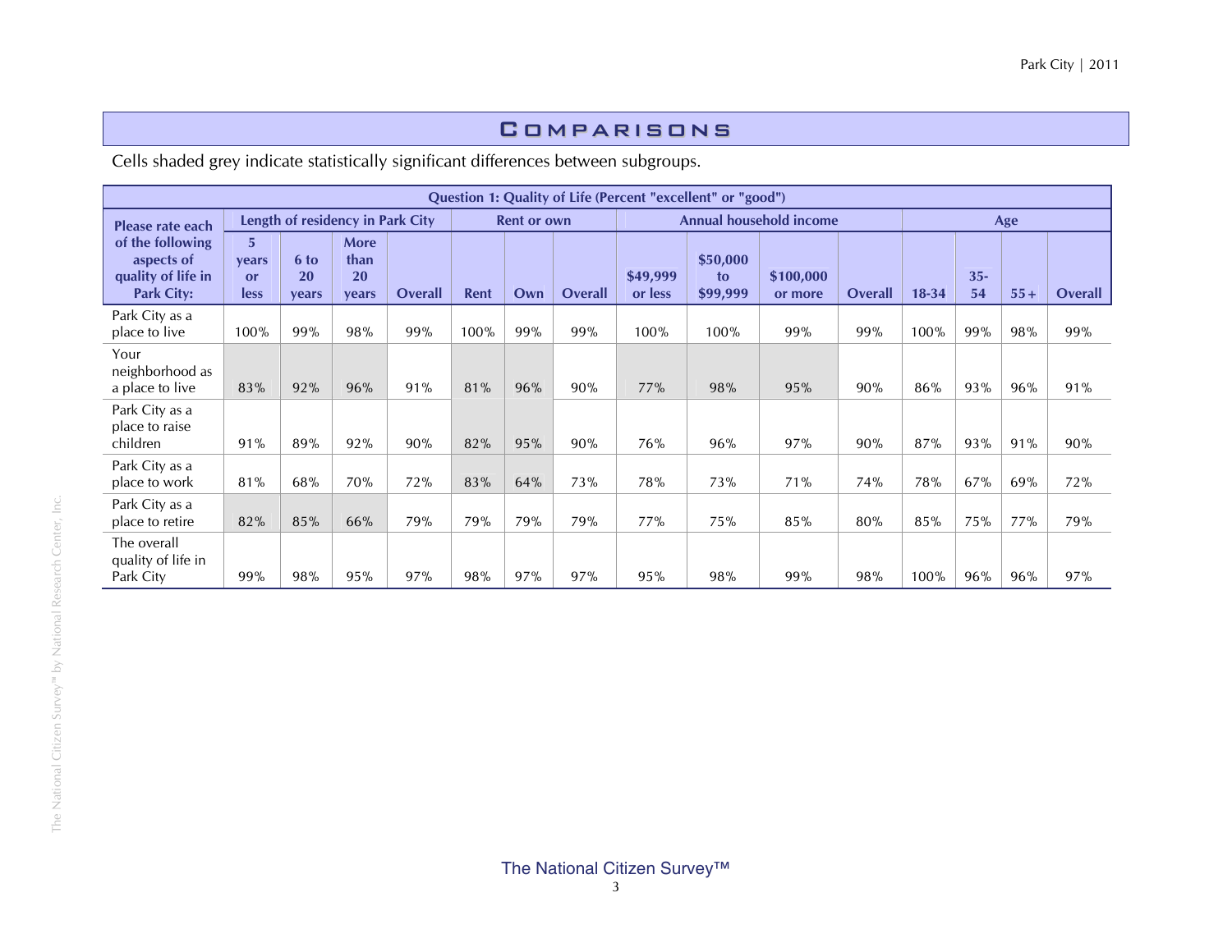# Comparisons

Cells shaded grey indicate statistically significant differences between subgroups.

| Question 1: Quality of Life (Percent "excellent" or "good") | | | | | | | | | | | | | | | |
|---|---|---|---|---|---|---|---|---|---|---|---|---|---|---|---|
| Please rate each of the following aspects of quality of life in Park City: | Length of residency in Park City | | | | Rent or own | | | Annual household income | | | | Age | | | |
| | 5 years or less | 6 to 20 years | More than 20 years | Overall | Rent | Own | Overall | $49,999 or less | $50,000 to $99,999 | $100,000 or more | Overall | 18-34 | 35-54 | 55+ | Overall |
| Park City as a place to live | 100% | 99% | 98% | 99% | 100% | 99% | 99% | 100% | 100% | 99% | 99% | 100% | 99% | 98% | 99% |
| Your neighborhood as a place to live | 83% | 92% | 96% | 91% | 81% | 96% | 90% | 77% | 98% | 95% | 90% | 86% | 93% | 96% | 91% |
| Park City as a place to raise children | 91% | 89% | 92% | 90% | 82% | 95% | 90% | 76% | 96% | 97% | 90% | 87% | 93% | 91% | 90% |
| Park City as a place to work | 81% | 68% | 70% | 72% | 83% | 64% | 73% | 78% | 73% | 71% | 74% | 78% | 67% | 69% | 72% |
| Park City as a place to retire | 82% | 85% | 66% | 79% | 79% | 79% | 79% | 77% | 75% | 85% | 80% | 85% | 75% | 77% | 79% |
| The overall quality of life in Park City | 99% | 98% | 95% | 97% | 98% | 97% | 97% | 95% | 98% | 99% | 98% | 100% | 96% | 96% | 97% |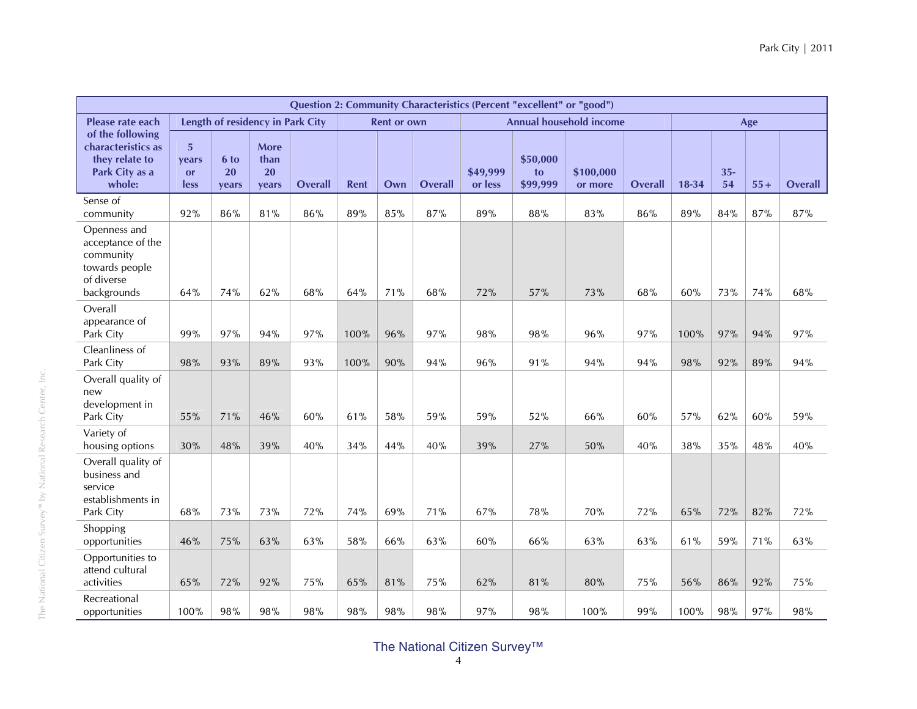| Question 2: Community Characteristics (Percent "excellent" or "good") | | | | | | | | | | | | | | | |
|---|---|---|---|---|---|---|---|---|---|---|---|---|---|---|---|
| Please rate each of the following characteristics as they relate to Park City as a whole: | Length of residency in Park City | | | | Rent or own | | | Annual household income | | | | Age | | | |
| | 5 years or less | 6 to 20 years | More than 20 years | Overall | Rent | Own | Overall | $49,999 or less | $50,000 to $99,999 | $100,000 or more | Overall | 18-34 | 35-54 | 55+ | Overall |
| Sense of community | 92% | 86% | 81% | 86% | 89% | 85% | 87% | 89% | 88% | 83% | 86% | 89% | 84% | 87% | 87% |
| Openness and acceptance of the community towards people of diverse backgrounds | 64% | 74% | 62% | 68% | 64% | 71% | 68% | 72% | 57% | 73% | 68% | 60% | 73% | 74% | 68% |
| Overall appearance of Park City | 99% | 97% | 94% | 97% | 100% | 96% | 97% | 98% | 98% | 96% | 97% | 100% | 97% | 94% | 97% |
| Cleanliness of Park City | 98% | 93% | 89% | 93% | 100% | 90% | 94% | 96% | 91% | 94% | 94% | 98% | 92% | 89% | 94% |
| Overall quality of new development in Park City | 55% | 71% | 46% | 60% | 61% | 58% | 59% | 59% | 52% | 66% | 60% | 57% | 62% | 60% | 59% |
| Variety of housing options | 30% | 48% | 39% | 40% | 34% | 44% | 40% | 39% | 27% | 50% | 40% | 38% | 35% | 48% | 40% |
| Overall quality of business and service establishments in Park City | 68% | 73% | 73% | 72% | 74% | 69% | 71% | 67% | 78% | 70% | 72% | 65% | 72% | 82% | 72% |
| Shopping opportunities | 46% | 75% | 63% | 63% | 58% | 66% | 63% | 60% | 66% | 63% | 63% | 61% | 59% | 71% | 63% |
| Opportunities to attend cultural activities | 65% | 72% | 92% | 75% | 65% | 81% | 75% | 62% | 81% | 80% | 75% | 56% | 86% | 92% | 75% |
| Recreational opportunities | 100% | 98% | 98% | 98% | 98% | 98% | 98% | 97% | 98% | 100% | 99% | 100% | 98% | 97% | 98% |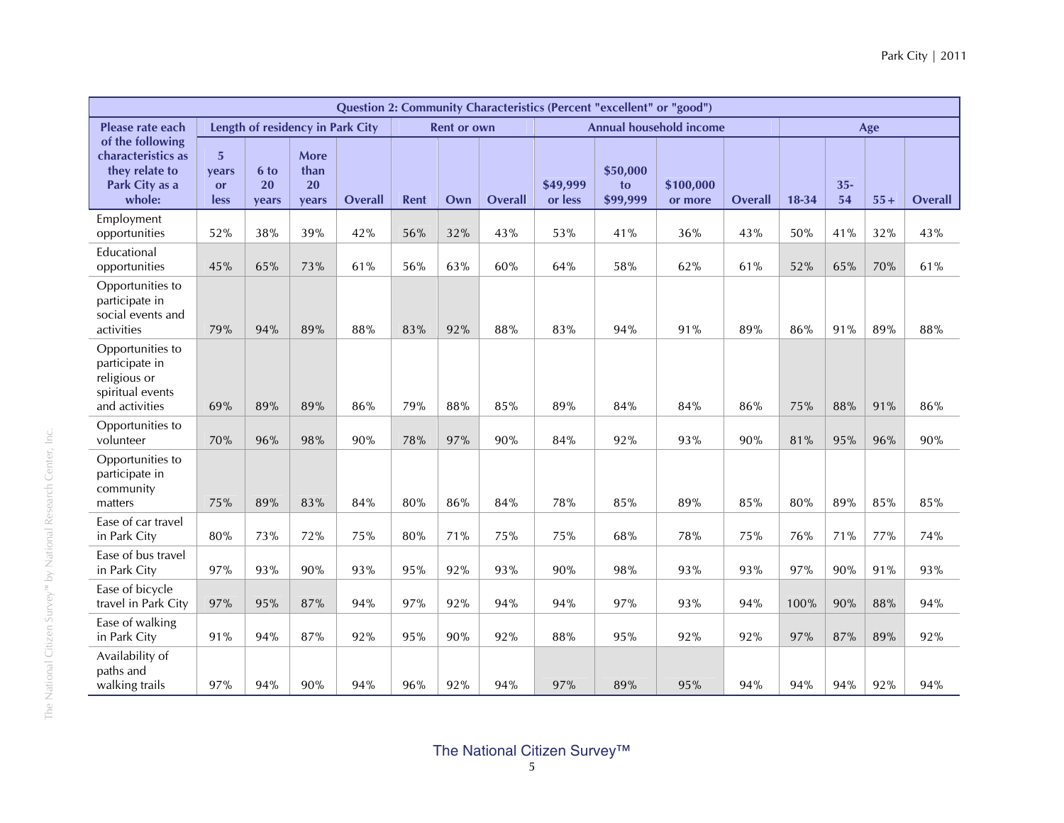| Question 2: Community Characteristics (Percent "excellent" or "good") | | | | | | | | | | | | | | | | |
|---|---|---|---|---|---|---|---|---|---|---|---|---|---|---|---|---|
| Please rate each of the following characteristics as they relate to Park City as a whole: | Length of residency in Park City | | | | Rent or own | | | Annual household income | | | | Age | | | | |
| | 5 years or less | 6 to 20 years | More than 20 years | Overall | Rent | Own | Overall | $49,999 or less | $50,000 to $99,999 | $100,000 or more | Overall | 18-34 | 35-54 | 55+ | Overall |
| Employment opportunities | 52% | 38% | 39% | 42% | 56% | 32% | 43% | 53% | 41% | 36% | 43% | 50% | 41% | 32% | 43% |
| Educational opportunities | 45% | 65% | 73% | 61% | 56% | 63% | 60% | 64% | 58% | 62% | 61% | 52% | 65% | 70% | 61% |
| Opportunities to participate in social events and activities | 79% | 94% | 89% | 88% | 83% | 92% | 88% | 83% | 94% | 91% | 89% | 86% | 91% | 89% | 88% |
| Opportunities to participate in religious or spiritual events and activities | 69% | 89% | 89% | 86% | 79% | 88% | 85% | 89% | 84% | 84% | 86% | 75% | 88% | 91% | 86% |
| Opportunities to volunteer | 70% | 96% | 98% | 90% | 78% | 97% | 90% | 84% | 92% | 93% | 90% | 81% | 95% | 96% | 90% |
| Opportunities to participate in community matters | 75% | 89% | 83% | 84% | 80% | 86% | 84% | 78% | 85% | 89% | 85% | 80% | 89% | 85% | 85% |
| Ease of car travel in Park City | 80% | 73% | 72% | 75% | 80% | 71% | 75% | 75% | 68% | 78% | 75% | 76% | 71% | 77% | 74% |
| Ease of bus travel in Park City | 97% | 93% | 90% | 93% | 95% | 92% | 93% | 90% | 98% | 93% | 93% | 97% | 90% | 91% | 93% |
| Ease of bicycle travel in Park City | 97% | 95% | 87% | 94% | 97% | 92% | 94% | 94% | 97% | 93% | 94% | 100% | 90% | 88% | 94% |
| Ease of walking in Park City | 91% | 94% | 87% | 92% | 95% | 90% | 92% | 88% | 95% | 92% | 92% | 97% | 87% | 89% | 92% |
| Availability of paths and walking trails | 97% | 94% | 90% | 94% | 96% | 92% | 94% | 97% | 89% | 95% | 94% | 94% | 94% | 92% | 94% |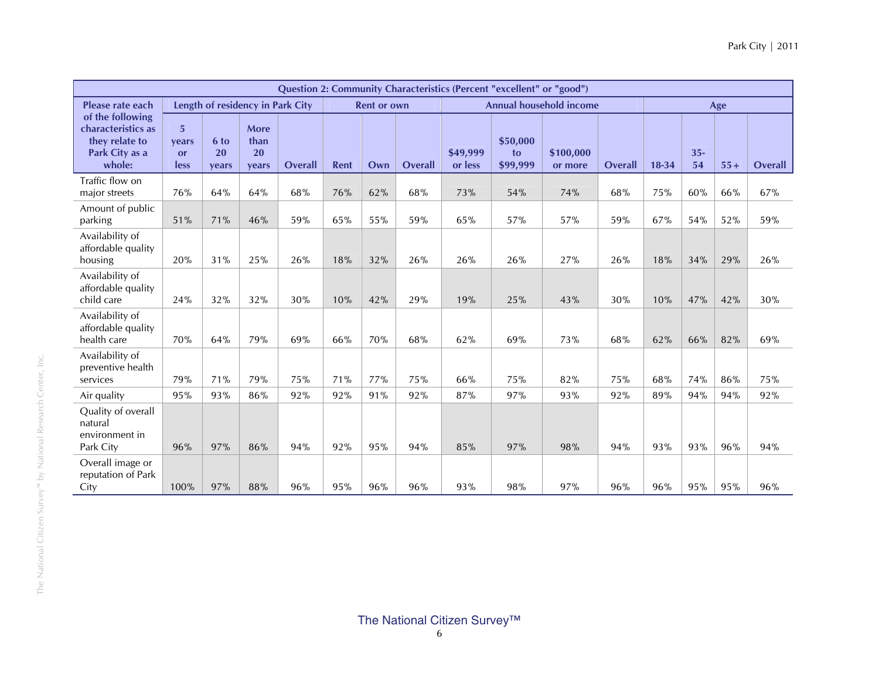| Question 2: Community Characteristics (Percent "excellent" or "good") | | | | | | | | | | | | | | | | |
|---|---|---|---|---|---|---|---|---|---|---|---|---|---|---|---|---|
| Please rate each of the following characteristics as they relate to Park City as a whole: | Length of residency in Park City | | | | Rent or own | | | Annual household income | | | | Age | | | | |
| | 5 years or less | 6 to 20 years | More than 20 years | Overall | Rent | Own | Overall | $49,999 or less | $50,000 to $99,999 | $100,000 or more | Overall | 18-34 | 35-54 | 55+ | Overall |
| Traffic flow on major streets | 76% | 64% | 64% | 68% | 76% | 62% | 68% | 73% | 54% | 74% | 68% | 75% | 60% | 66% | 67% |
| Amount of public parking | 51% | 71% | 46% | 59% | 65% | 55% | 59% | 65% | 57% | 57% | 59% | 67% | 54% | 52% | 59% |
| Availability of affordable quality housing | 20% | 31% | 25% | 26% | 18% | 32% | 26% | 26% | 26% | 27% | 26% | 18% | 34% | 29% | 26% |
| Availability of affordable quality child care | 24% | 32% | 32% | 30% | 10% | 42% | 29% | 19% | 25% | 43% | 30% | 10% | 47% | 42% | 30% |
| Availability of affordable quality health care | 70% | 64% | 79% | 69% | 66% | 70% | 68% | 62% | 69% | 73% | 68% | 62% | 66% | 82% | 69% |
| Availability of preventive health services | 79% | 71% | 79% | 75% | 71% | 77% | 75% | 66% | 75% | 82% | 75% | 68% | 74% | 86% | 75% |
| Air quality | 95% | 93% | 86% | 92% | 92% | 91% | 92% | 87% | 97% | 93% | 92% | 89% | 94% | 94% | 92% |
| Quality of overall natural environment in Park City | 96% | 97% | 86% | 94% | 92% | 95% | 94% | 85% | 97% | 98% | 94% | 93% | 93% | 96% | 94% |
| Overall image or reputation of Park City | 100% | 97% | 88% | 96% | 95% | 96% | 96% | 93% | 98% | 97% | 96% | 96% | 95% | 95% | 96% |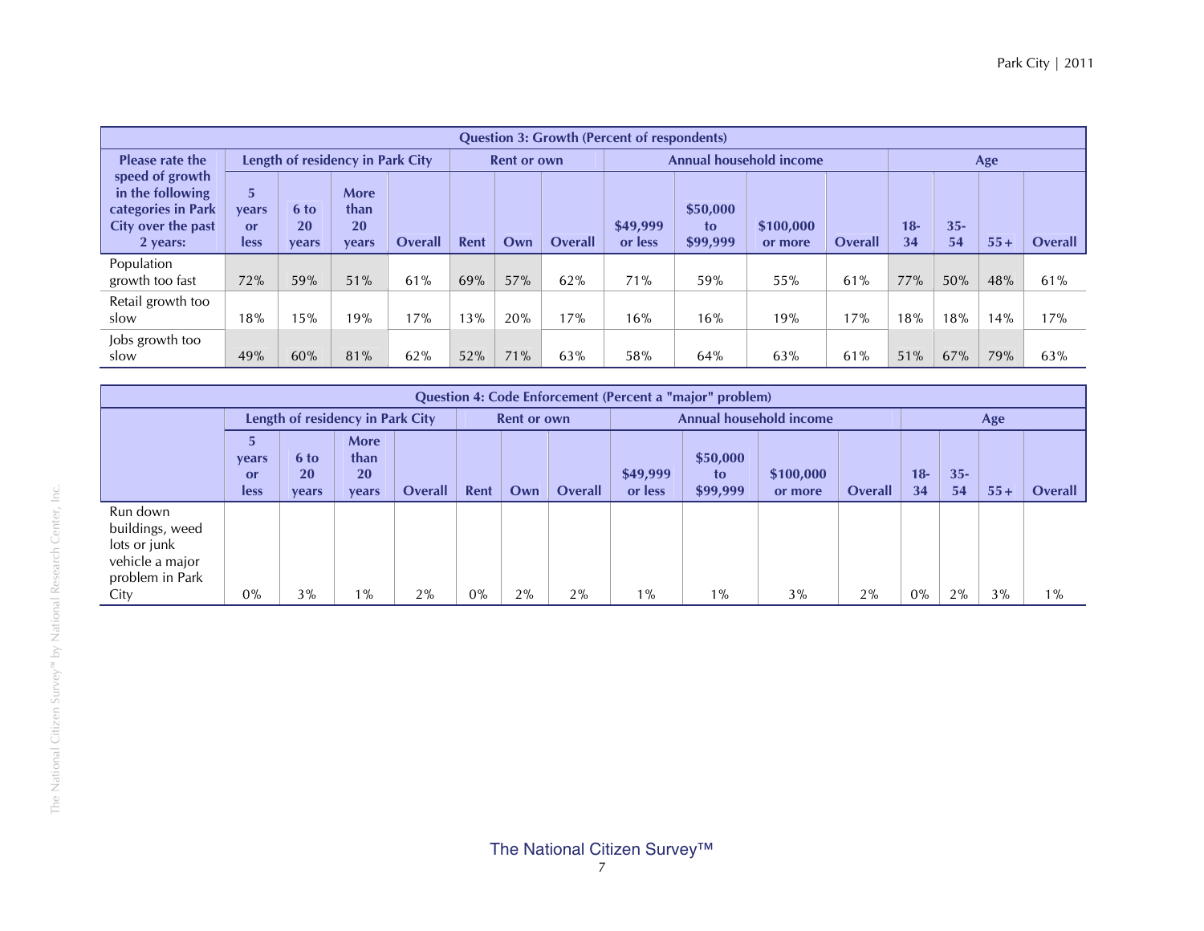| Question 3: Growth (Percent of respondents) | | | | | | | | | | | | | | | | |
|---|---|---|---|---|---|---|---|---|---|---|---|---|---|---|---|---|
| Please rate the speed of growth in the following categories in Park City over the past 2 years: | Length of residency in Park City | | | | Rent or own | | | Annual household income | | | | Age | | | |
| | 5 years or less | 6 to 20 years | More than 20 years | Overall | Rent | Own | Overall | $49,999 or less | $50,000 to $99,999 | $100,000 or more | Overall | 18-34 | 35-54 | 55+ | Overall |
| Population growth too fast | 72% | 59% | 51% | 61% | 69% | 57% | 62% | 71% | 59% | 55% | 61% | 77% | 50% | 48% | 61% |
| Retail growth too slow | 18% | 15% | 19% | 17% | 13% | 20% | 17% | 16% | 16% | 19% | 17% | 18% | 18% | 14% | 17% |
| Jobs growth too slow | 49% | 60% | 81% | 62% | 52% | 71% | 63% | 58% | 64% | 63% | 61% | 51% | 67% | 79% | 63% |

| Question 4: Code Enforcement (Percent a "major" problem) | | | | | | | | | | | | | | | |
|---|---|---|---|---|---|---|---|---|---|---|---|---|---|---|---|
| | Length of residency in Park City | | | | Rent or own | | | Annual household income | | | | Age | | | |
| | 5 years or less | 6 to 20 years | More than 20 years | Overall | Rent | Own | Overall | $49,999 or less | $50,000 to $99,999 | $100,000 or more | Overall | 18-34 | 35-54 | 55+ | Overall |
| Run down buildings, weed lots or junk vehicle a major problem in Park City | 0% | 3% | 1% | 2% | 0% | 2% | 2% | 1% | 1% | 3% | 2% | 0% | 2% | 3% | 1% |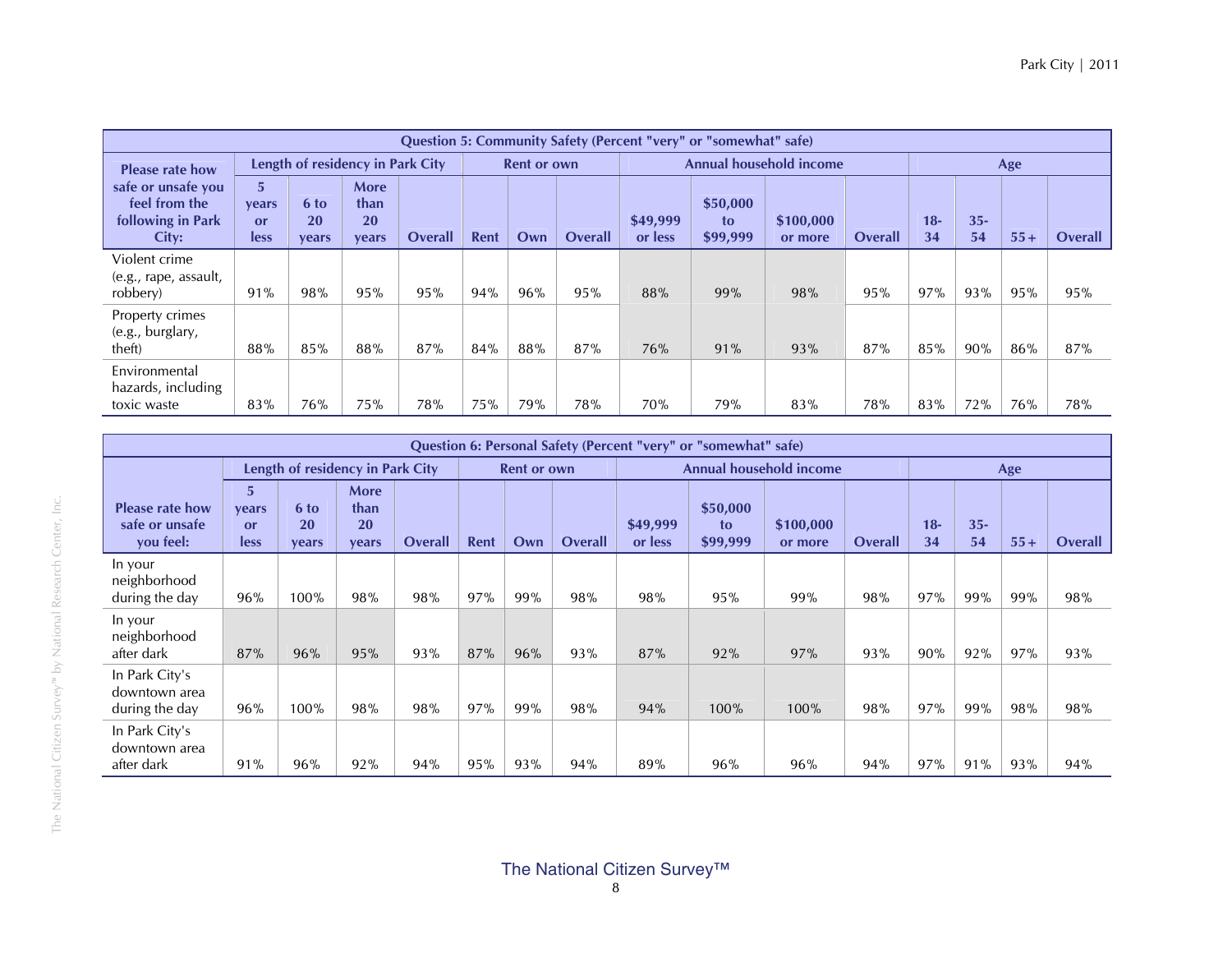| Question 5: Community Safety (Percent "very" or "somewhat" safe) | | | | | | | | | | | | | | | | |
|---|---|---|---|---|---|---|---|---|---|---|---|---|---|---|---|---|
| Please rate how safe or unsafe you feel from the following in Park City: | Length of residency in Park City | | | | Rent or own | | | Annual household income | | | | Age | | | |
| | 5 years or less | 6 to 20 years | More than 20 years | Overall | Rent | Own | Overall | $49,999 or less | $50,000 to $99,999 | $100,000 or more | Overall | 18-34 | 35-54 | 55+ | Overall |
| Violent crime (e.g., rape, assault, robbery) | 91% | 98% | 95% | 95% | 94% | 96% | 95% | 88% | 99% | 98% | 95% | 97% | 93% | 95% | 95% |
| Property crimes (e.g., burglary, theft) | 88% | 85% | 88% | 87% | 84% | 88% | 87% | 76% | 91% | 93% | 87% | 85% | 90% | 86% | 87% |
| Environmental hazards, including toxic waste | 83% | 76% | 75% | 78% | 75% | 79% | 78% | 70% | 79% | 83% | 78% | 83% | 72% | 76% | 78% |

| Question 6: Personal Safety (Percent "very" or "somewhat" safe) | | | | | | | | | | | | | | | |
|---|---|---|---|---|---|---|---|---|---|---|---|---|---|---|---|
| Please rate how safe or unsafe you feel: | Length of residency in Park City | | | | Rent or own | | | Annual household income | | | | Age | | | |
| | 5 years or less | 6 to 20 years | More than 20 years | Overall | Rent | Own | Overall | $49,999 or less | $50,000 to $99,999 | $100,000 or more | Overall | 18-34 | 35-54 | 55+ | Overall |
| In your neighborhood during the day | 96% | 100% | 98% | 98% | 97% | 99% | 98% | 98% | 95% | 99% | 98% | 97% | 99% | 99% | 98% |
| In your neighborhood after dark | 87% | 96% | 95% | 93% | 87% | 96% | 93% | 87% | 92% | 97% | 93% | 90% | 92% | 97% | 93% |
| In Park City's downtown area during the day | 96% | 100% | 98% | 98% | 97% | 99% | 98% | 94% | 100% | 100% | 98% | 97% | 99% | 98% | 98% |
| In Park City's downtown area after dark | 91% | 96% | 92% | 94% | 95% | 93% | 94% | 89% | 96% | 96% | 94% | 97% | 91% | 93% | 94% |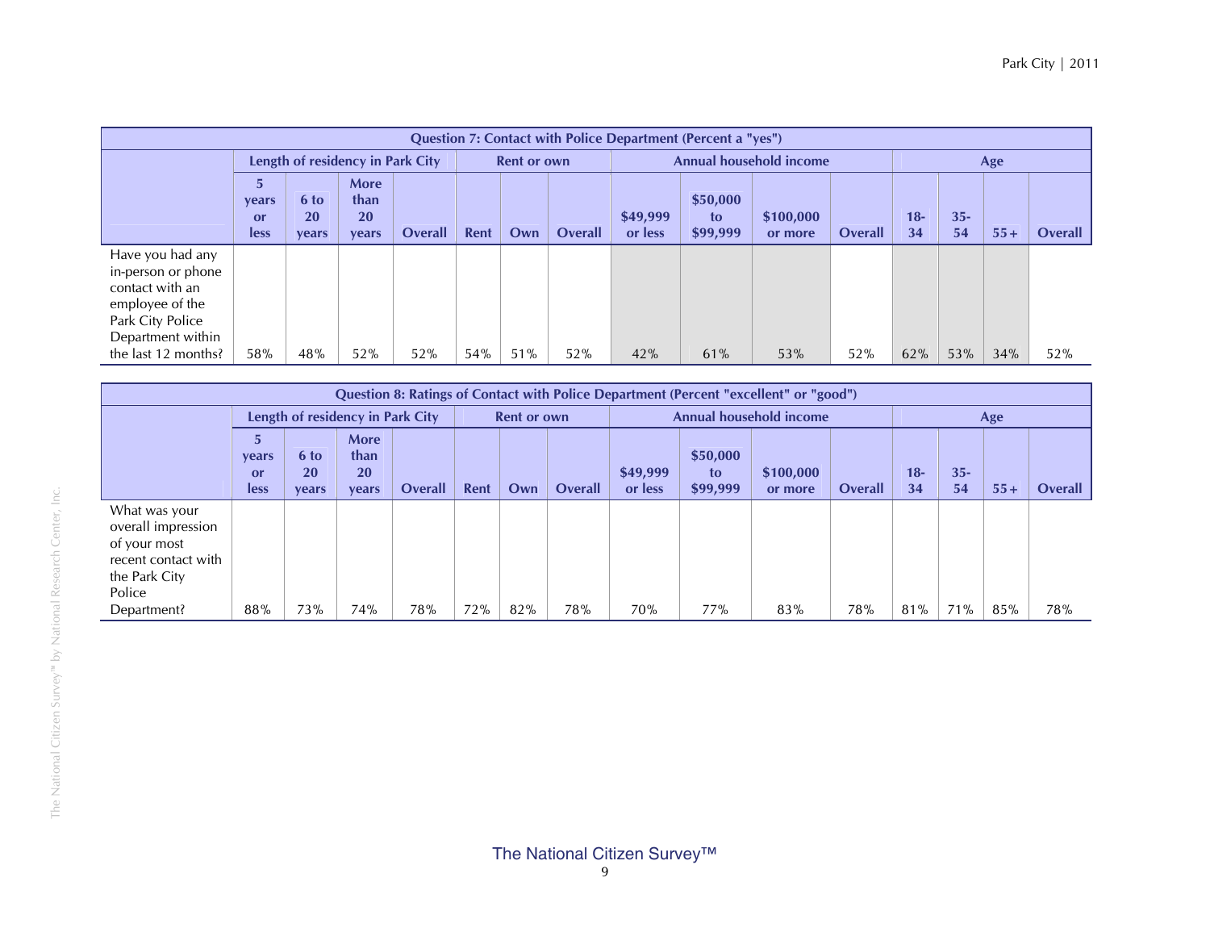| Question 7: Contact with Police Department (Percent a "yes") | | | | | | | | | | | | | | | | |
|---|---|---|---|---|---|---|---|---|---|---|---|---|---|---|---|---|
| | Length of residency in Park City | | | | Rent or own | | | Annual household income | | | | Age | | | | |
| | 5 years or less | 6 to 20 years | More than 20 years | Overall | Rent | Own | Overall | $49,999 or less | $50,000 to $99,999 | $100,000 or more | Overall | 18-34 | 35-54 | 55+ | Overall |
| Have you had any in-person or phone contact with an employee of the Park City Police Department within the last 12 months? | 58% | 48% | 52% | 52% | 54% | 51% | 52% | 42% | 61% | 53% | 52% | 62% | 53% | 34% | 52% |

| Question 8: Ratings of Contact with Police Department (Percent "excellent" or "good") | | | | | | | | | | | | | | | | |
|---|---|---|---|---|---|---|---|---|---|---|---|---|---|---|---|---|
| | Length of residency in Park City | | | | Rent or own | | | Annual household income | | | | Age | | | | |
| | 5 years or less | 6 to 20 years | More than 20 years | Overall | Rent | Own | Overall | $49,999 or less | $50,000 to $99,999 | $100,000 or more | Overall | 18-34 | 35-54 | 55+ | Overall |
| What was your overall impression of your most recent contact with the Park City Police Department? | 88% | 73% | 74% | 78% | 72% | 82% | 78% | 70% | 77% | 83% | 78% | 81% | 71% | 85% | 78% |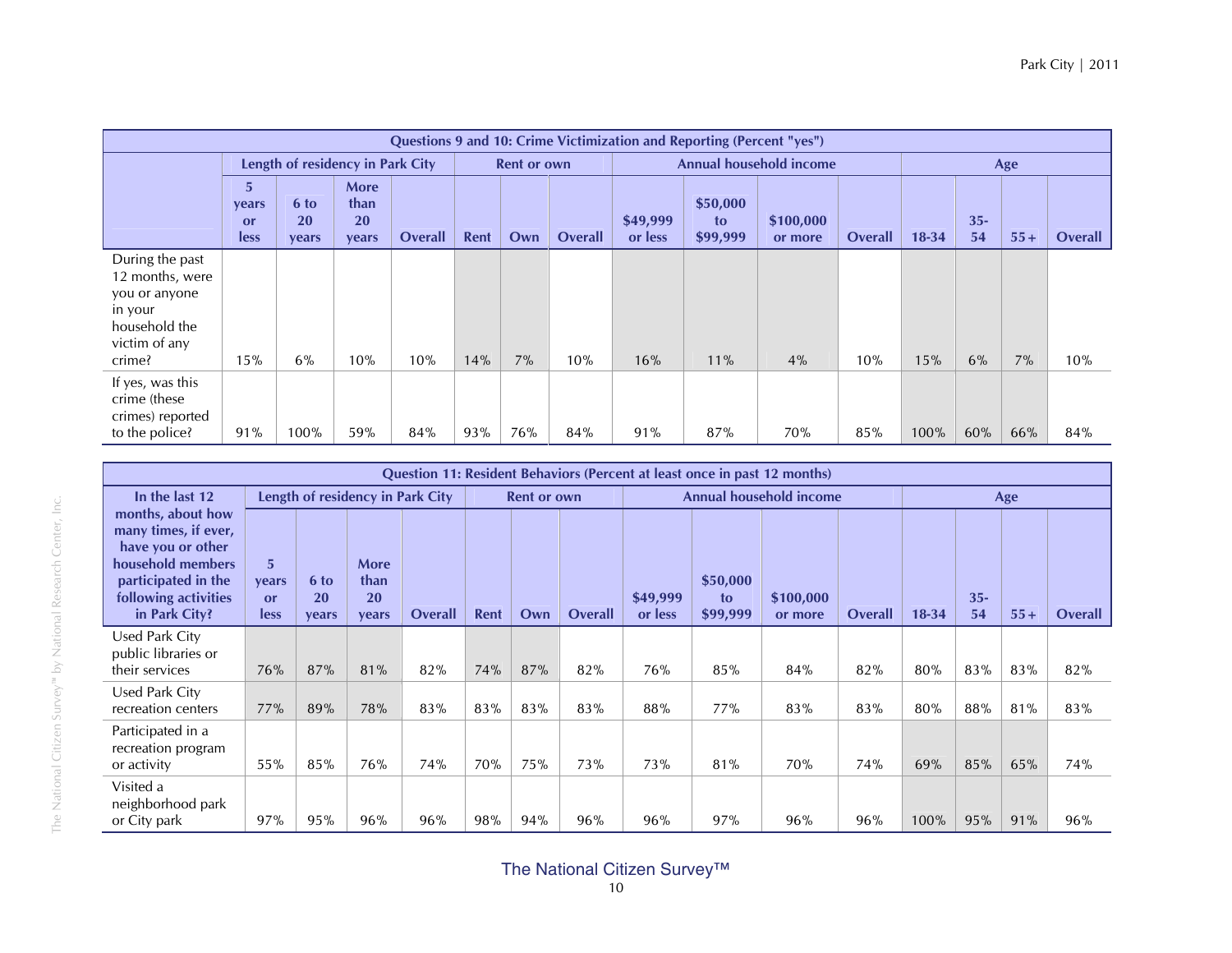| Questions 9 and 10: Crime Victimization and Reporting (Percent "yes") | | | | | | | | | | | | | | | | |
|---|---|---|---|---|---|---|---|---|---|---|---|---|---|---|---|---|
| | Length of residency in Park City | | | | Rent or own | | | Annual household income | | | | Age | | | |
| | 5 years or less | 6 to 20 years | More than 20 years | Overall | Rent | Own | Overall | $49,999 or less | $50,000 to $99,999 | $100,000 or more | Overall | 18-34 | 35-54 | 55+ | Overall |
| During the past 12 months, were you or anyone in your household the victim of any crime? | 15% | 6% | 10% | 10% | 14% | 7% | 10% | 16% | 11% | 4% | 10% | 15% | 6% | 7% | 10% |
| If yes, was this crime (these crimes) reported to the police? | 91% | 100% | 59% | 84% | 93% | 76% | 84% | 91% | 87% | 70% | 85% | 100% | 60% | 66% | 84% |

| Question 11: Resident Behaviors (Percent at least once in past 12 months) | | | | | | | | | | | | | | | |
|---|---|---|---|---|---|---|---|---|---|---|---|---|---|---|---|
| In the last 12 months, about how many times, if ever, have you or other household members participated in the following activities in Park City? | Length of residency in Park City | | | | Rent or own | | | Annual household income | | | | Age | | | |
| | 5 years or less | 6 to 20 years | More than 20 years | Overall | Rent | Own | Overall | $49,999 or less | $50,000 to $99,999 | $100,000 or more | Overall | 18-34 | 35-54 | 55+ | Overall |
| Used Park City public libraries or their services | 76% | 87% | 81% | 82% | 74% | 87% | 82% | 76% | 85% | 84% | 82% | 80% | 83% | 83% | 82% |
| Used Park City recreation centers | 77% | 89% | 78% | 83% | 83% | 83% | 83% | 88% | 77% | 83% | 83% | 80% | 88% | 81% | 83% |
| Participated in a recreation program or activity | 55% | 85% | 76% | 74% | 70% | 75% | 73% | 73% | 81% | 70% | 74% | 69% | 85% | 65% | 74% |
| Visited a neighborhood park or City park | 97% | 95% | 96% | 96% | 98% | 94% | 96% | 96% | 97% | 96% | 96% | 100% | 95% | 91% | 96% |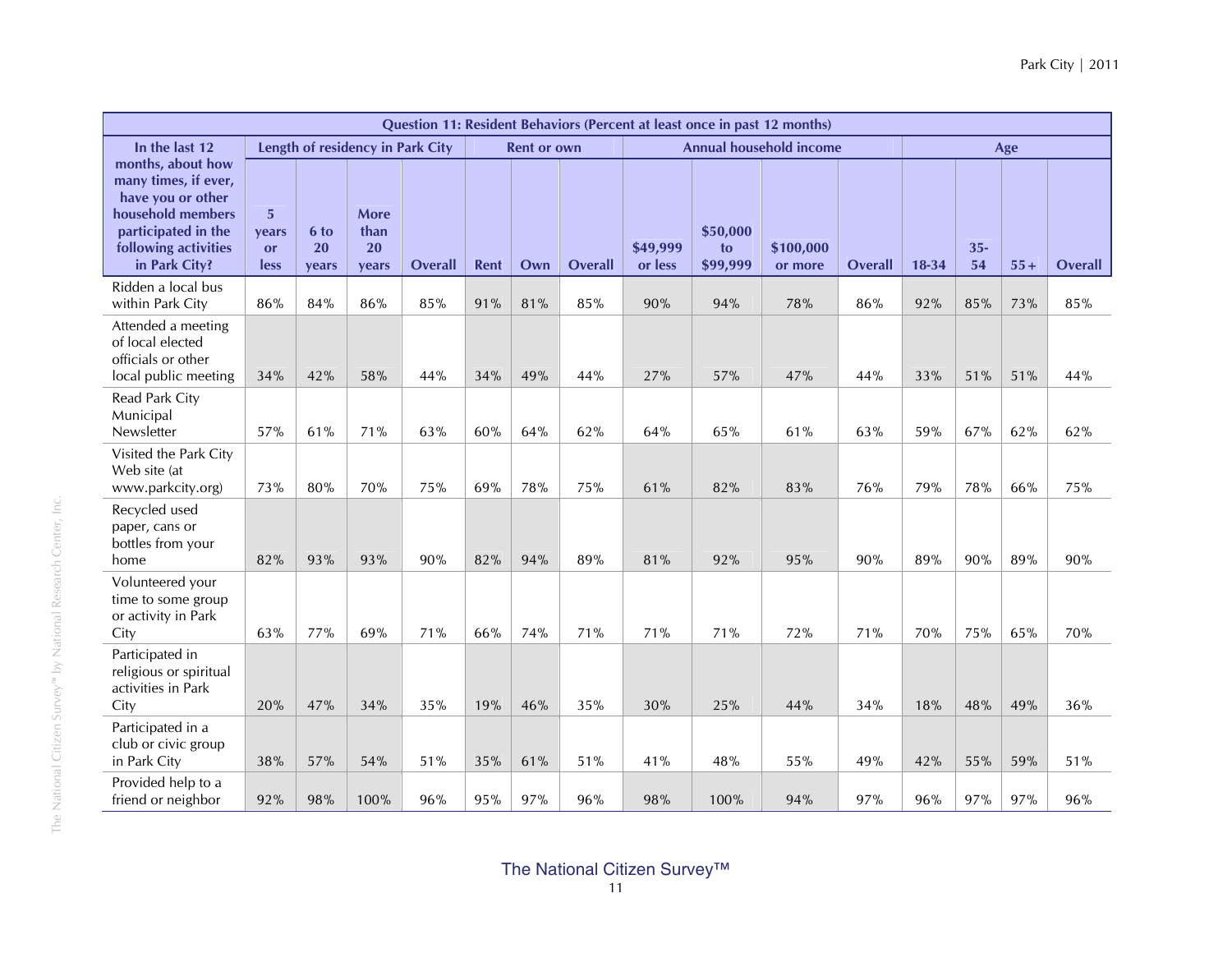| Question 11: Resident Behaviors (Percent at least once in past 12 months) | | | | | | | | | | | | | | | | |
|---|---|---|---|---|---|---|---|---|---|---|---|---|---|---|---|---|
| In the last 12 months, about how many times, if ever, have you or other household members participated in the following activities in Park City? | Length of residency in Park City | | | | Rent or own | | | Annual household income | | | | Age | | | |
| | 5 years or less | 6 to 20 years | More than 20 years | Overall | Rent | Own | Overall | $49,999 or less | $50,000 to $99,999 | $100,000 or more | Overall | 18-34 | 35-54 | 55+ | Overall |
| Ridden a local bus within Park City | 86% | 84% | 86% | 85% | 91% | 81% | 85% | 90% | 94% | 78% | 86% | 92% | 85% | 73% | 85% |
| Attended a meeting of local elected officials or other local public meeting | 34% | 42% | 58% | 44% | 34% | 49% | 44% | 27% | 57% | 47% | 44% | 33% | 51% | 51% | 44% |
| Read Park City Municipal Newsletter | 57% | 61% | 71% | 63% | 60% | 64% | 62% | 64% | 65% | 61% | 63% | 59% | 67% | 62% | 62% |
| Visited the Park City Web site (at www.parkcity.org) | 73% | 80% | 70% | 75% | 69% | 78% | 75% | 61% | 82% | 83% | 76% | 79% | 78% | 66% | 75% |
| Recycled used paper, cans or bottles from your home | 82% | 93% | 93% | 90% | 82% | 94% | 89% | 81% | 92% | 95% | 90% | 89% | 90% | 89% | 90% |
| Volunteered your time to some group or activity in Park City | 63% | 77% | 69% | 71% | 66% | 74% | 71% | 71% | 71% | 72% | 71% | 70% | 75% | 65% | 70% |
| Participated in religious or spiritual activities in Park City | 20% | 47% | 34% | 35% | 19% | 46% | 35% | 30% | 25% | 44% | 34% | 18% | 48% | 49% | 36% |
| Participated in a club or civic group in Park City | 38% | 57% | 54% | 51% | 35% | 61% | 51% | 41% | 48% | 55% | 49% | 42% | 55% | 59% | 51% |
| Provided help to a friend or neighbor | 92% | 98% | 100% | 96% | 95% | 97% | 96% | 98% | 100% | 94% | 97% | 96% | 97% | 97% | 96% |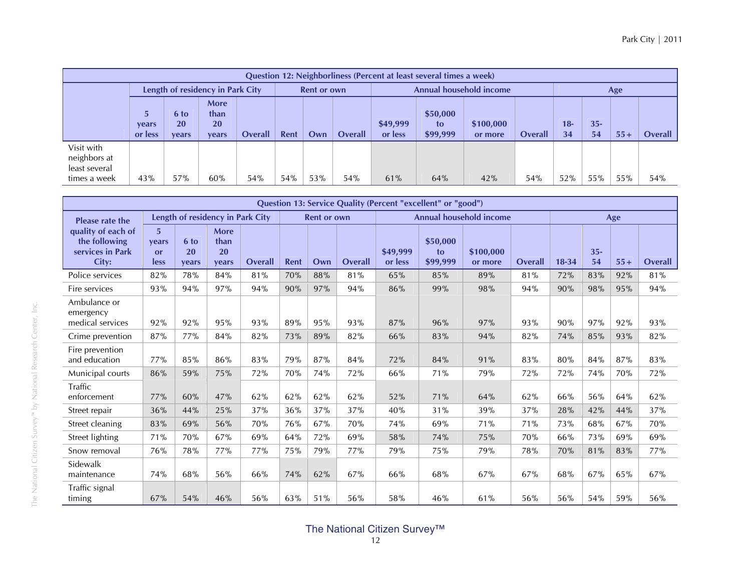| Question 12: Neighborliness (Percent at least several times a week) | | | | | | | | | | | | | | | | |
|---|---|---|---|---|---|---|---|---|---|---|---|---|---|---|---|---|
| | Length of residency in Park City | | | | Rent or own | | | Annual household income | | | | Age | | | | |
| | 5 years or less | 6 to 20 years | More than 20 years | Overall | Rent | Own | Overall | $49,999 or less | $50,000 to $99,999 | $100,000 or more | Overall | 18-34 | 35-54 | 55+ | Overall |
| Visit with neighbors at least several times a week | 43% | 57% | 60% | 54% | 54% | 53% | 54% | 61% | 64% | 42% | 54% | 52% | 55% | 55% | 54% |

| Question 13: Service Quality (Percent "excellent" or "good") | | | | | | | | | | | | | | | |
|---|---|---|---|---|---|---|---|---|---|---|---|---|---|---|---|
| Please rate the quality of each of the following services in Park City: | Length of residency in Park City | | | | Rent or own | | | Annual household income | | | | Age | | | |
| | 5 years or less | 6 to 20 years | More than 20 years | Overall | Rent | Own | Overall | $49,999 or less | $50,000 to $99,999 | $100,000 or more | Overall | 18-34 | 35-54 | 55+ | Overall |
| Police services | 82% | 78% | 84% | 81% | 70% | 88% | 81% | 65% | 85% | 89% | 81% | 72% | 83% | 92% | 81% |
| Fire services | 93% | 94% | 97% | 94% | 90% | 97% | 94% | 86% | 99% | 98% | 94% | 90% | 98% | 95% | 94% |
| Ambulance or emergency medical services | 92% | 92% | 95% | 93% | 89% | 95% | 93% | 87% | 96% | 97% | 93% | 90% | 97% | 92% | 93% |
| Crime prevention | 87% | 77% | 84% | 82% | 73% | 89% | 82% | 66% | 83% | 94% | 82% | 74% | 85% | 93% | 82% |
| Fire prevention and education | 77% | 85% | 86% | 83% | 79% | 87% | 84% | 72% | 84% | 91% | 83% | 80% | 84% | 87% | 83% |
| Municipal courts | 86% | 59% | 75% | 72% | 70% | 74% | 72% | 66% | 71% | 79% | 72% | 72% | 74% | 70% | 72% |
| Traffic enforcement | 77% | 60% | 47% | 62% | 62% | 62% | 62% | 52% | 71% | 64% | 62% | 66% | 56% | 64% | 62% |
| Street repair | 36% | 44% | 25% | 37% | 36% | 37% | 37% | 40% | 31% | 39% | 37% | 28% | 42% | 44% | 37% |
| Street cleaning | 83% | 69% | 56% | 70% | 76% | 67% | 70% | 74% | 69% | 71% | 71% | 73% | 68% | 67% | 70% |
| Street lighting | 71% | 70% | 67% | 69% | 64% | 72% | 69% | 58% | 74% | 75% | 70% | 66% | 73% | 69% | 69% |
| Snow removal | 76% | 78% | 77% | 77% | 75% | 79% | 77% | 79% | 75% | 79% | 78% | 70% | 81% | 83% | 77% |
| Sidewalk maintenance | 74% | 68% | 56% | 66% | 74% | 62% | 67% | 66% | 68% | 67% | 67% | 68% | 67% | 65% | 67% |
| Traffic signal timing | 67% | 54% | 46% | 56% | 63% | 51% | 56% | 58% | 46% | 61% | 56% | 56% | 54% | 59% | 56% |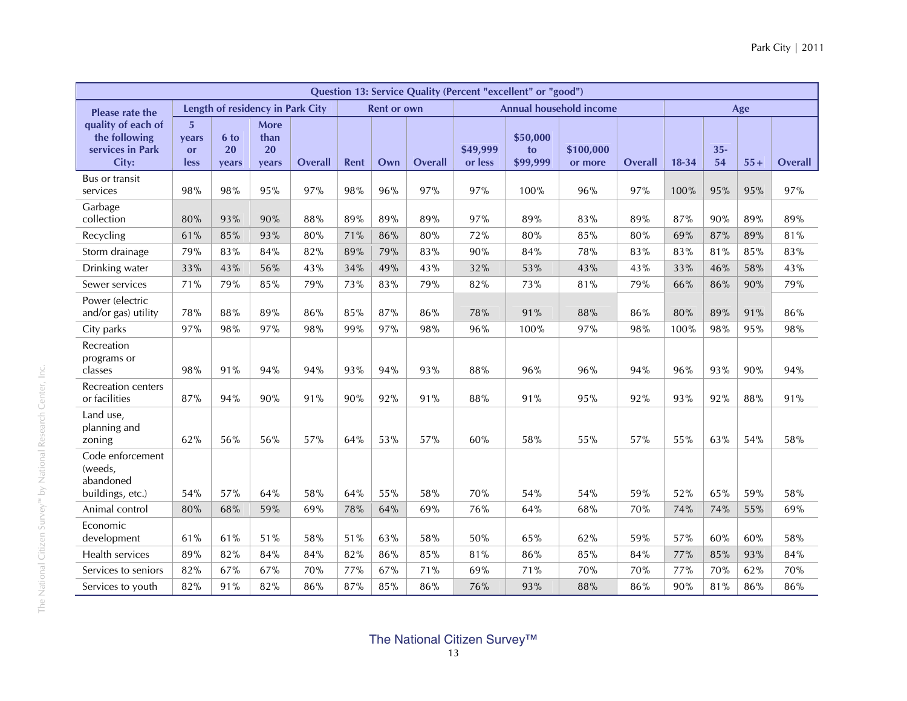| Question 13: Service Quality (Percent "excellent" or "good") | | | | | | | | | | | | | | | | |
|---|---|---|---|---|---|---|---|---|---|---|---|---|---|---|---|---|
| Please rate the quality of each of the following services in Park City: | Length of residency in Park City | | | | Rent or own | | | Annual household income | | | | Age | | | | |
| | 5 years or less | 6 to 20 years | More than 20 years | Overall | Rent | Own | Overall | $49,999 or less | $50,000 to $99,999 | $100,000 or more | Overall | 18-34 | 35-54 | 55+ | Overall |
| Bus or transit services | 98% | 98% | 95% | 97% | 98% | 96% | 97% | 97% | 100% | 96% | 97% | 100% | 95% | 95% | 97% |
| Garbage collection | 80% | 93% | 90% | 88% | 89% | 89% | 89% | 97% | 89% | 83% | 89% | 87% | 90% | 89% | 89% |
| Recycling | 61% | 85% | 93% | 80% | 71% | 86% | 80% | 72% | 80% | 85% | 80% | 69% | 87% | 89% | 81% |
| Storm drainage | 79% | 83% | 84% | 82% | 89% | 79% | 83% | 90% | 84% | 78% | 83% | 83% | 81% | 85% | 83% |
| Drinking water | 33% | 43% | 56% | 43% | 34% | 49% | 43% | 32% | 53% | 43% | 43% | 33% | 46% | 58% | 43% |
| Sewer services | 71% | 79% | 85% | 79% | 73% | 83% | 79% | 82% | 73% | 81% | 79% | 66% | 86% | 90% | 79% |
| Power (electric and/or gas) utility | 78% | 88% | 89% | 86% | 85% | 87% | 86% | 78% | 91% | 88% | 86% | 80% | 89% | 91% | 86% |
| City parks | 97% | 98% | 97% | 98% | 99% | 97% | 98% | 96% | 100% | 97% | 98% | 100% | 98% | 95% | 98% |
| Recreation programs or classes | 98% | 91% | 94% | 94% | 93% | 94% | 93% | 88% | 96% | 96% | 94% | 96% | 93% | 90% | 94% |
| Recreation centers or facilities | 87% | 94% | 90% | 91% | 90% | 92% | 91% | 88% | 91% | 95% | 92% | 93% | 92% | 88% | 91% |
| Land use, planning and zoning | 62% | 56% | 56% | 57% | 64% | 53% | 57% | 60% | 58% | 55% | 57% | 55% | 63% | 54% | 58% |
| Code enforcement (weeds, abandoned buildings, etc.) | 54% | 57% | 64% | 58% | 64% | 55% | 58% | 70% | 54% | 54% | 59% | 52% | 65% | 59% | 58% |
| Animal control | 80% | 68% | 59% | 69% | 78% | 64% | 69% | 76% | 64% | 68% | 70% | 74% | 74% | 55% | 69% |
| Economic development | 61% | 61% | 51% | 58% | 51% | 63% | 58% | 50% | 65% | 62% | 59% | 57% | 60% | 60% | 58% |
| Health services | 89% | 82% | 84% | 84% | 82% | 86% | 85% | 81% | 86% | 85% | 84% | 77% | 85% | 93% | 84% |
| Services to seniors | 82% | 67% | 67% | 70% | 77% | 67% | 71% | 69% | 71% | 70% | 70% | 77% | 70% | 62% | 70% |
| Services to youth | 82% | 91% | 82% | 86% | 87% | 85% | 86% | 76% | 93% | 88% | 86% | 90% | 81% | 86% | 86% |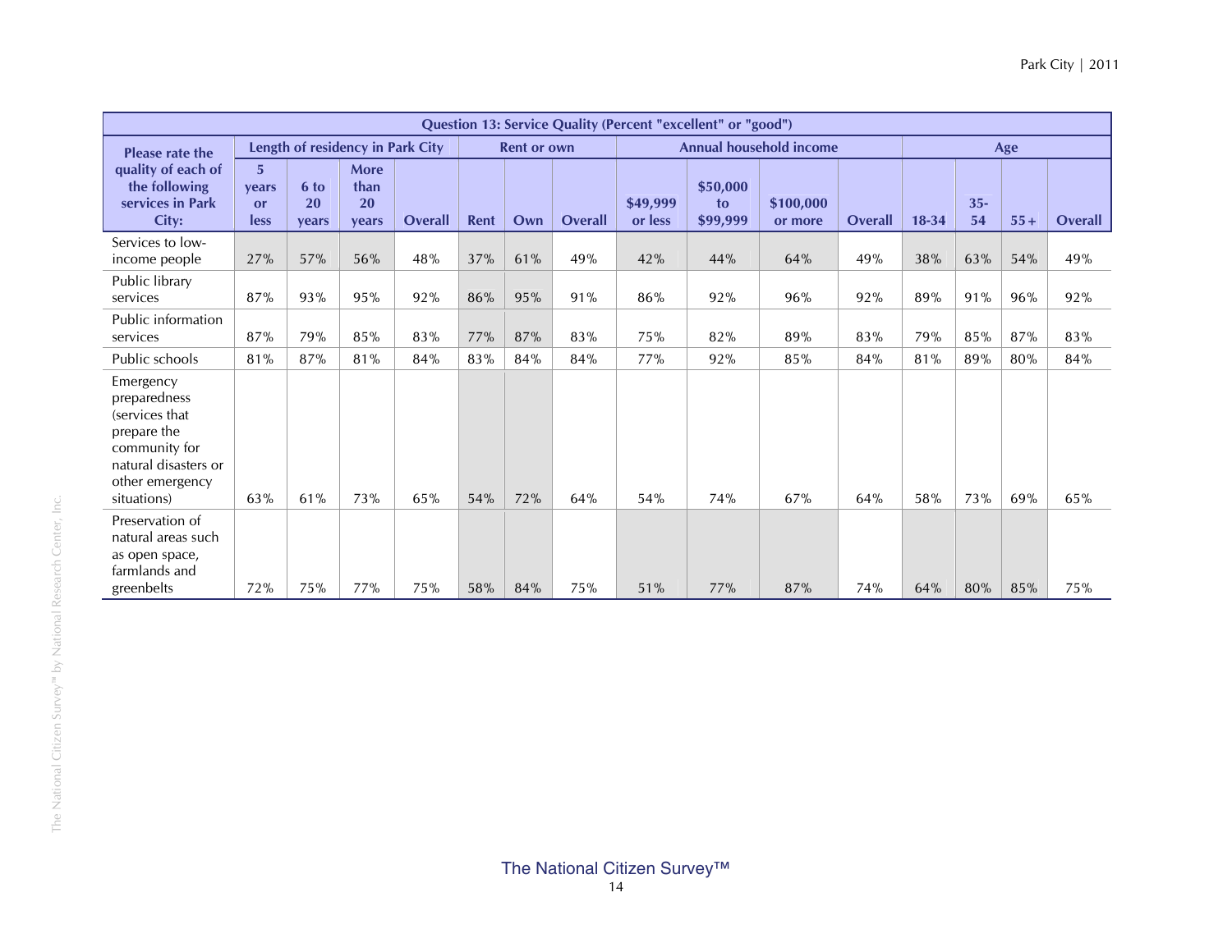| Question 13: Service Quality (Percent "excellent" or "good") | | | | | | | | | | | | | | | | |
|---|---|---|---|---|---|---|---|---|---|---|---|---|---|---|---|---|
| Please rate the quality of each of the following services in Park City: | Length of residency in Park City | | | | Rent or own | | | Annual household income | | | | Age | | | | |
| | 5 years or less | 6 to 20 years | More than 20 years | Overall | Rent | Own | Overall | $49,999 or less | $50,000 to $99,999 | $100,000 or more | Overall | 18-34 | 35-54 | 55+ | Overall |
| Services to low-income people | 27% | 57% | 56% | 48% | 37% | 61% | 49% | 42% | 44% | 64% | 49% | 38% | 63% | 54% | 49% |
| Public library services | 87% | 93% | 95% | 92% | 86% | 95% | 91% | 86% | 92% | 96% | 92% | 89% | 91% | 96% | 92% |
| Public information services | 87% | 79% | 85% | 83% | 77% | 87% | 83% | 75% | 82% | 89% | 83% | 79% | 85% | 87% | 83% |
| Public schools | 81% | 87% | 81% | 84% | 83% | 84% | 84% | 77% | 92% | 85% | 84% | 81% | 89% | 80% | 84% |
| Emergency preparedness (services that prepare the community for natural disasters or other emergency situations) | 63% | 61% | 73% | 65% | 54% | 72% | 64% | 54% | 74% | 67% | 64% | 58% | 73% | 69% | 65% |
| Preservation of natural areas such as open space, farmlands and greenbelts | 72% | 75% | 77% | 75% | 58% | 84% | 75% | 51% | 77% | 87% | 74% | 64% | 80% | 85% | 75% |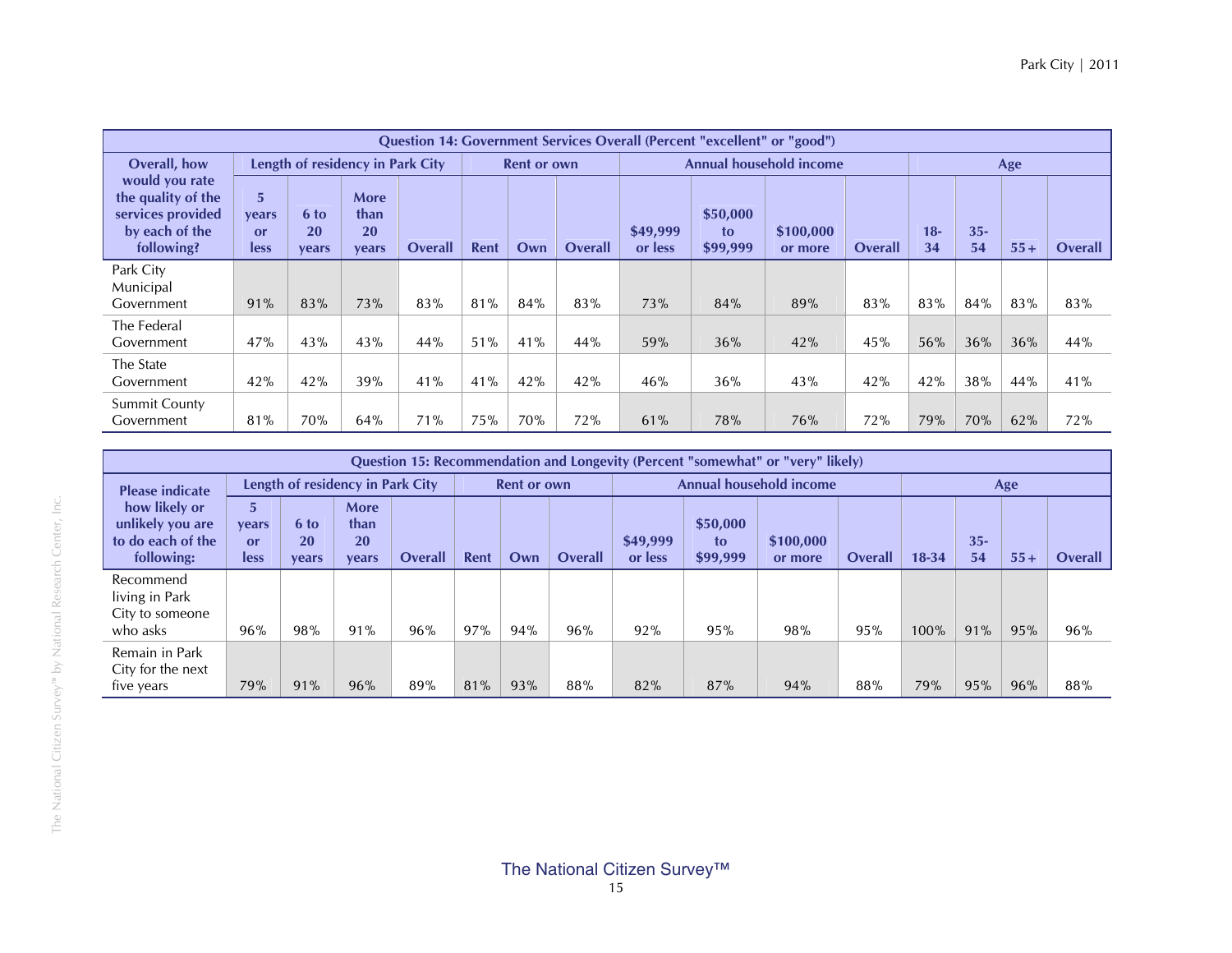| Question 14: Government Services Overall (Percent "excellent" or "good") | | | | | | | | | | | | | | | | |
|---|---|---|---|---|---|---|---|---|---|---|---|---|---|---|---|---|
| **Overall, how would you rate the quality of the services provided by each of the following?** | **Length of residency in Park City** | | | | **Rent or own** | | | **Annual household income** | | | | **Age** | | | | |
| | **5 years or less** | **6 to 20 years** | **More than 20 years** | **Overall** | **Rent** | **Own** | **Overall** | **$49,999 or less** | **$50,000 to $99,999** | **$100,000 or more** | **Overall** | **18-34** | **35-54** | **55+** | **Overall** |
| Park City Municipal Government | 91% | 83% | 73% | 83% | 81% | 84% | 83% | 73% | 84% | 89% | 83% | 83% | 84% | 83% | 83% |
| The Federal Government | 47% | 43% | 43% | 44% | 51% | 41% | 44% | 59% | 36% | 42% | 45% | 56% | 36% | 36% | 44% |
| The State Government | 42% | 42% | 39% | 41% | 41% | 42% | 42% | 46% | 36% | 43% | 42% | 42% | 38% | 44% | 41% |
| Summit County Government | 81% | 70% | 64% | 71% | 75% | 70% | 72% | 61% | 78% | 76% | 72% | 79% | 70% | 62% | 72% |

| Question 15: Recommendation and Longevity (Percent "somewhat" or "very" likely) | | | | | | | | | | | | | | | | |
|---|---|---|---|---|---|---|---|---|---|---|---|---|---|---|---|---|
| **Please indicate how likely or unlikely you are to do each of the following:** | **Length of residency in Park City** | | | | **Rent or own** | | | **Annual household income** | | | | **Age** | | | | |
| | **5 years or less** | **6 to 20 years** | **More than 20 years** | **Overall** | **Rent** | **Own** | **Overall** | **$49,999 or less** | **$50,000 to $99,999** | **$100,000 or more** | **Overall** | **18-34** | **35-54** | **55+** | **Overall** |
| Recommend living in Park City to someone who asks | 96% | 98% | 91% | 96% | 97% | 94% | 96% | 92% | 95% | 98% | 95% | 100% | 91% | 95% | 96% |
| Remain in Park City for the next five years | 79% | 91% | 96% | 89% | 81% | 93% | 88% | 82% | 87% | 94% | 88% | 79% | 95% | 96% | 88% |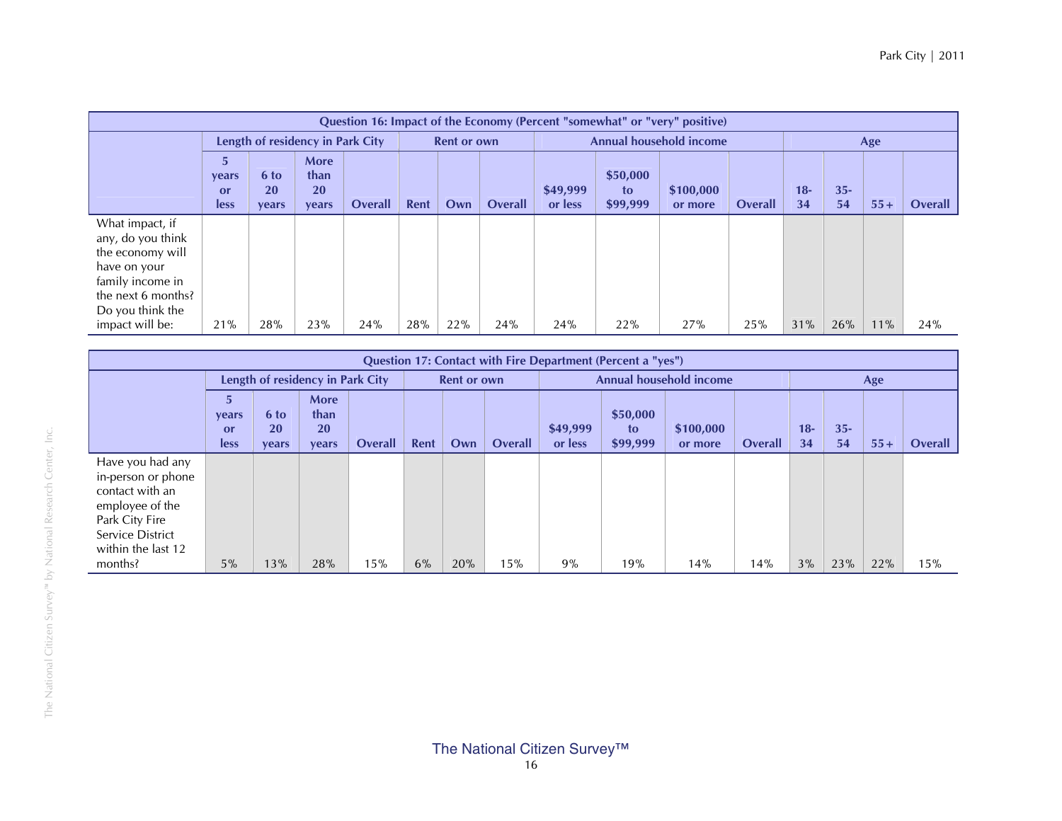| Question 16: Impact of the Economy (Percent "somewhat" or "very" positive) | | | | | | | | | | | | | | | | |
|---|---|---|---|---|---|---|---|---|---|---|---|---|---|---|---|---|
| | Length of residency in Park City | | | | Rent or own | | | Annual household income | | | | Age | | | |
| | 5 years or less | 6 to 20 years | More than 20 years | Overall | Rent | Own | Overall | $49,999 or less | $50,000 to $99,999 | $100,000 or more | Overall | 18-34 | 35-54 | 55+ | Overall |
| What impact, if any, do you think the economy will have on your family income in the next 6 months? Do you think the impact will be: | 21% | 28% | 23% | 24% | 28% | 22% | 24% | 24% | 22% | 27% | 25% | 31% | 26% | 11% | 24% |

| Question 17: Contact with Fire Department (Percent a "yes") | | | | | | | | | | | | | | | | |
|---|---|---|---|---|---|---|---|---|---|---|---|---|---|---|---|---|
| | Length of residency in Park City | | | | Rent or own | | | Annual household income | | | | Age | | | |
| | 5 years or less | 6 to 20 years | More than 20 years | Overall | Rent | Own | Overall | $49,999 or less | $50,000 to $99,999 | $100,000 or more | Overall | 18-34 | 35-54 | 55+ | Overall |
| Have you had any in-person or phone contact with an employee of the Park City Fire Service District within the last 12 months? | 5% | 13% | 28% | 15% | 6% | 20% | 15% | 9% | 19% | 14% | 14% | 3% | 23% | 22% | 15% |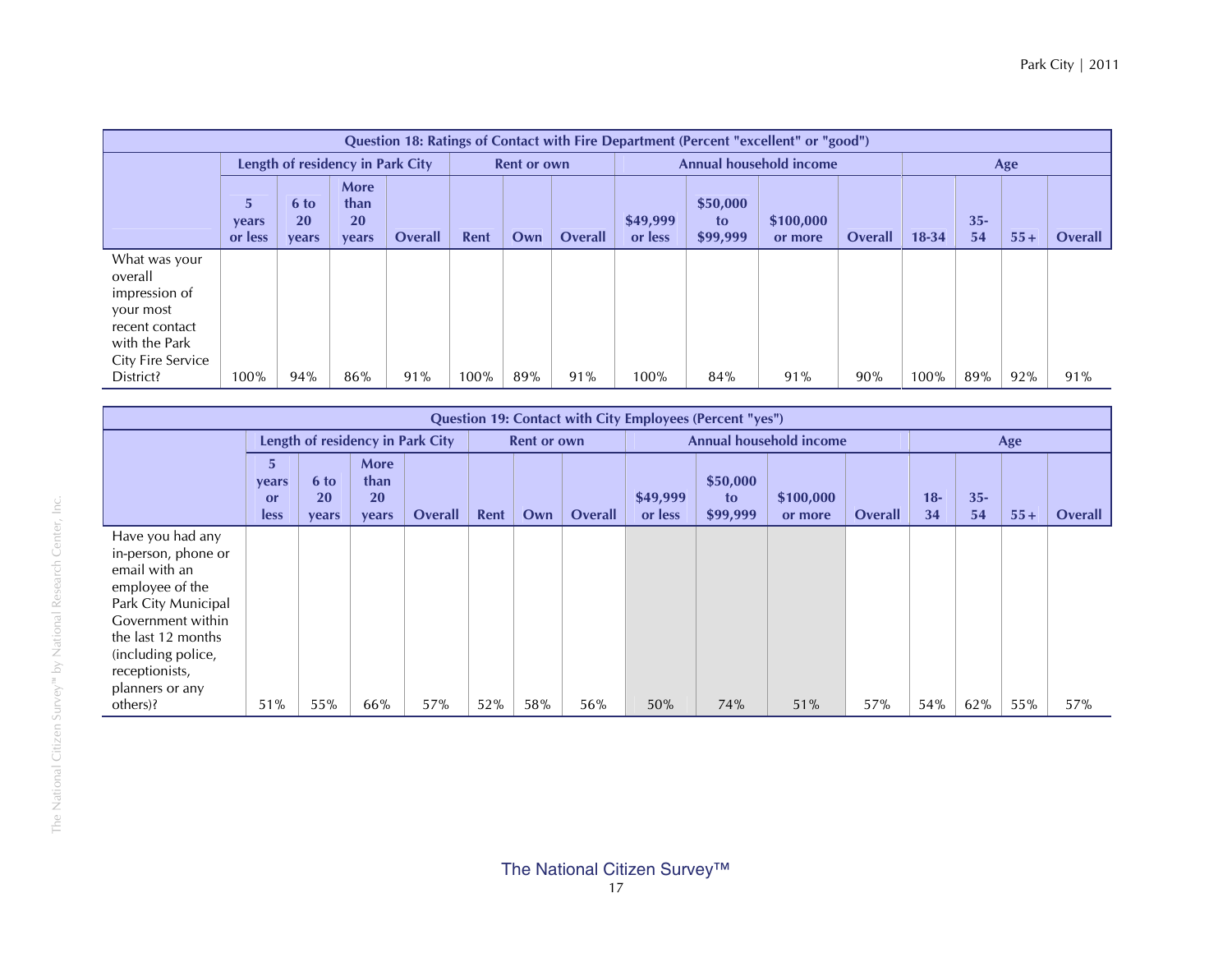| Question 18: Ratings of Contact with Fire Department (Percent "excellent" or "good") | | | | | | | | | | | | | | | | |
|---|---|---|---|---|---|---|---|---|---|---|---|---|---|---|---|---|
| | Length of residency in Park City | | | | Rent or own | | | Annual household income | | | | Age | | | |
| | 5 years or less | 6 to 20 years | More than 20 years | Overall | Rent | Own | Overall | $49,999 or less | $50,000 to $99,999 | $100,000 or more | Overall | 18-34 | 35-54 | 55+ | Overall |
| What was your overall impression of your most recent contact with the Park City Fire Service District? | 100% | 94% | 86% | 91% | 100% | 89% | 91% | 100% | 84% | 91% | 90% | 100% | 89% | 92% | 91% |

| Question 19: Contact with City Employees (Percent "yes") | | | | | | | | | | | | | | | |
|---|---|---|---|---|---|---|---|---|---|---|---|---|---|---|---|
| | Length of residency in Park City | | | | Rent or own | | | Annual household income | | | | Age | | | |
| | 5 years or less | 6 to 20 years | More than 20 years | Overall | Rent | Own | Overall | $49,999 or less | $50,000 to $99,999 | $100,000 or more | Overall | 18-34 | 35-54 | 55+ | Overall |
| Have you had any in-person, phone or email with an employee of the Park City Municipal Government within the last 12 months (including police, receptionists, planners or any others)? | 51% | 55% | 66% | 57% | 52% | 58% | 56% | 50% | 74% | 51% | 57% | 54% | 62% | 55% | 57% |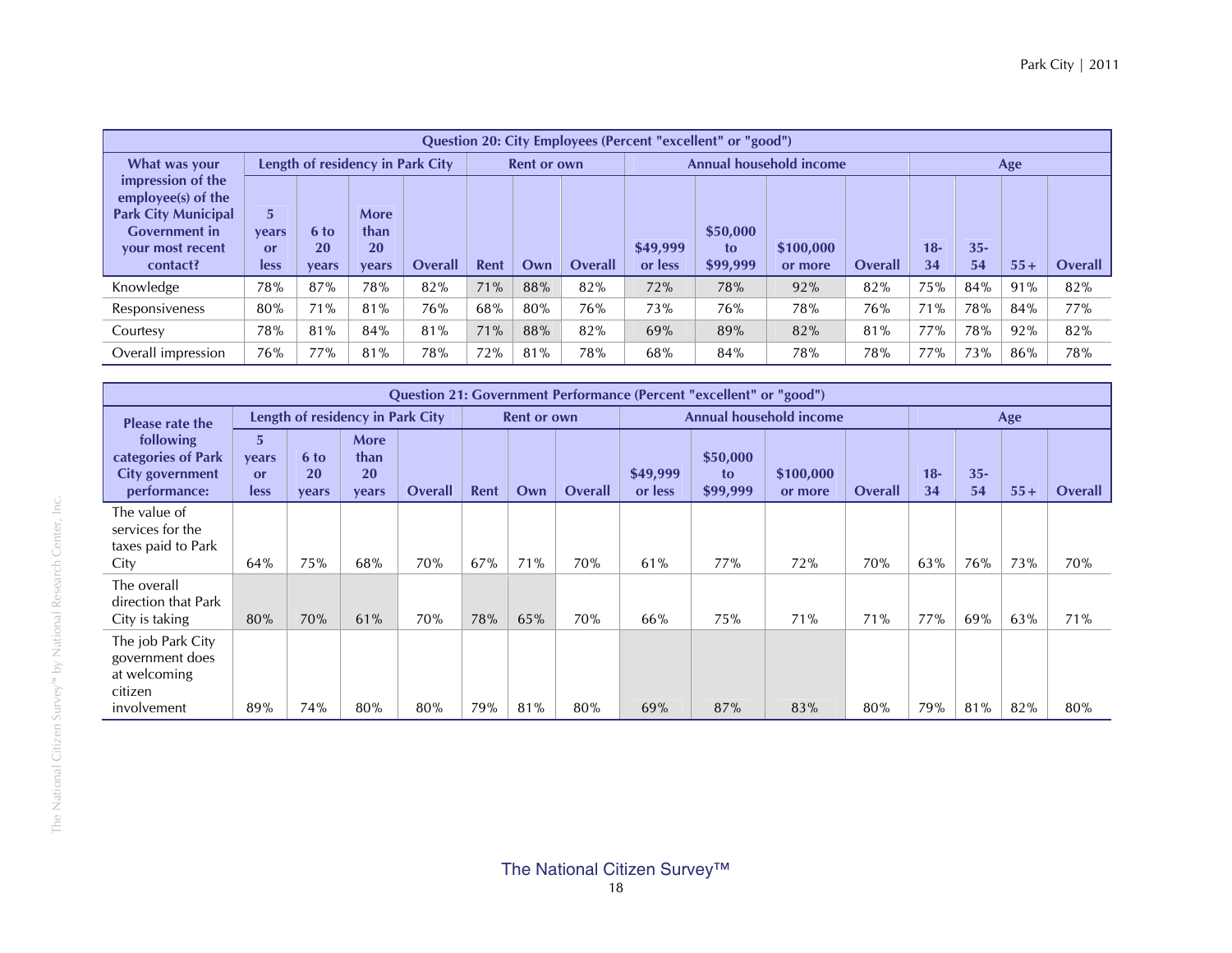| Question 20: City Employees (Percent "excellent" or "good") | | | | | | | | | | | | | | | |
|---|---|---|---|---|---|---|---|---|---|---|---|---|---|---|---|
| What was your impression of the employee(s) of the Park City Municipal Government in your most recent contact? | Length of residency in Park City | | | | Rent or own | | | Annual household income | | | | Age | | | |
| | 5 years or less | 6 to 20 years | More than 20 years | Overall | Rent | Own | Overall | $49,999 or less | $50,000 to $99,999 | $100,000 or more | Overall | 18-34 | 35-54 | 55+ | Overall |
| Knowledge | 78% | 87% | 78% | 82% | 71% | 88% | 82% | 72% | 78% | 92% | 82% | 75% | 84% | 91% | 82% |
| Responsiveness | 80% | 71% | 81% | 76% | 68% | 80% | 76% | 73% | 76% | 78% | 76% | 71% | 78% | 84% | 77% |
| Courtesy | 78% | 81% | 84% | 81% | 71% | 88% | 82% | 69% | 89% | 82% | 81% | 77% | 78% | 92% | 82% |
| Overall impression | 76% | 77% | 81% | 78% | 72% | 81% | 78% | 68% | 84% | 78% | 78% | 77% | 73% | 86% | 78% |

| Question 21: Government Performance (Percent "excellent" or "good") | | | | | | | | | | | | | | | |
|---|---|---|---|---|---|---|---|---|---|---|---|---|---|---|---|
| Please rate the following categories of Park City government performance: | Length of residency in Park City | | | | Rent or own | | | Annual household income | | | | Age | | | |
| | 5 years or less | 6 to 20 years | More than 20 years | Overall | Rent | Own | Overall | $49,999 or less | $50,000 to $99,999 | $100,000 or more | Overall | 18-34 | 35-54 | 55+ | Overall |
| The value of services for the taxes paid to Park City | 64% | 75% | 68% | 70% | 67% | 71% | 70% | 61% | 77% | 72% | 70% | 63% | 76% | 73% | 70% |
| The overall direction that Park City is taking | 80% | 70% | 61% | 70% | 78% | 65% | 70% | 66% | 75% | 71% | 71% | 77% | 69% | 63% | 71% |
| The job Park City government does at welcoming citizen involvement | 89% | 74% | 80% | 80% | 79% | 81% | 80% | 69% | 87% | 83% | 80% | 79% | 81% | 82% | 80% |